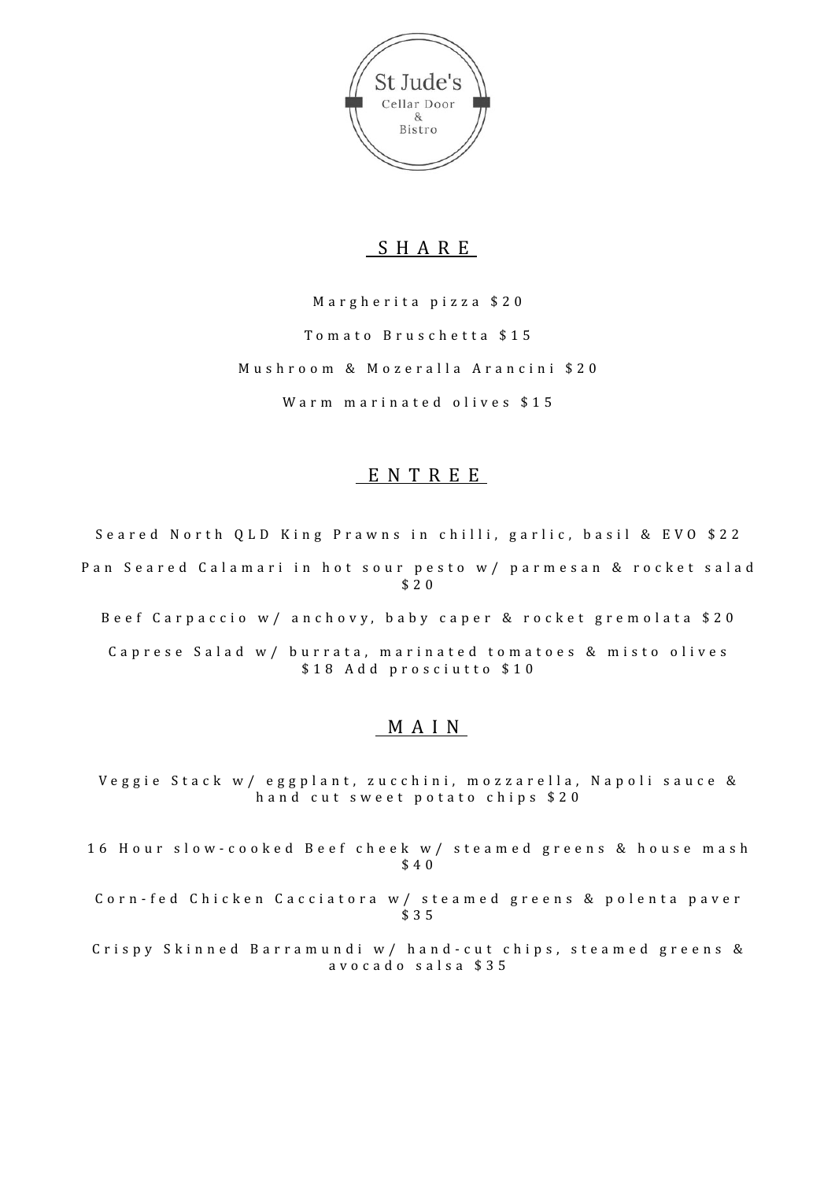St Jude's

Cellar Door

&

Bistro

## SHARE

Margherita pizza $20

Tomato Bruschetta $15

Mushroom & Mozeralla Arancini $20

Warm marinated olives $15

## ENTREE

Seared North QLD King Prawns in chilli, garlic, basil & EVO $22

Pan Seared Calamari in hot sour pesto w/ parmesan & rocket salad $20

Beef Carpaccio w/ anchovy, baby caper & rocket gremolata $20

Caprese Salad w/ burrata, marinated tomatoes & misto olives $18 Add prosciutto $10

## MAIN

Veggie Stack w/ eggplant, zucchini, mozzarella, Napoli sauce & hand cut sweet potato chips $20

16 Hour slow-cooked Beef cheek w/ steamed greens & house mash $40

Corn-fed Chicken Cacciatora w/ steamed greens & polenta paver $35

Crispy Skinned Barramundi w/ hand-cut chips, steamed greens & avocado salsa $35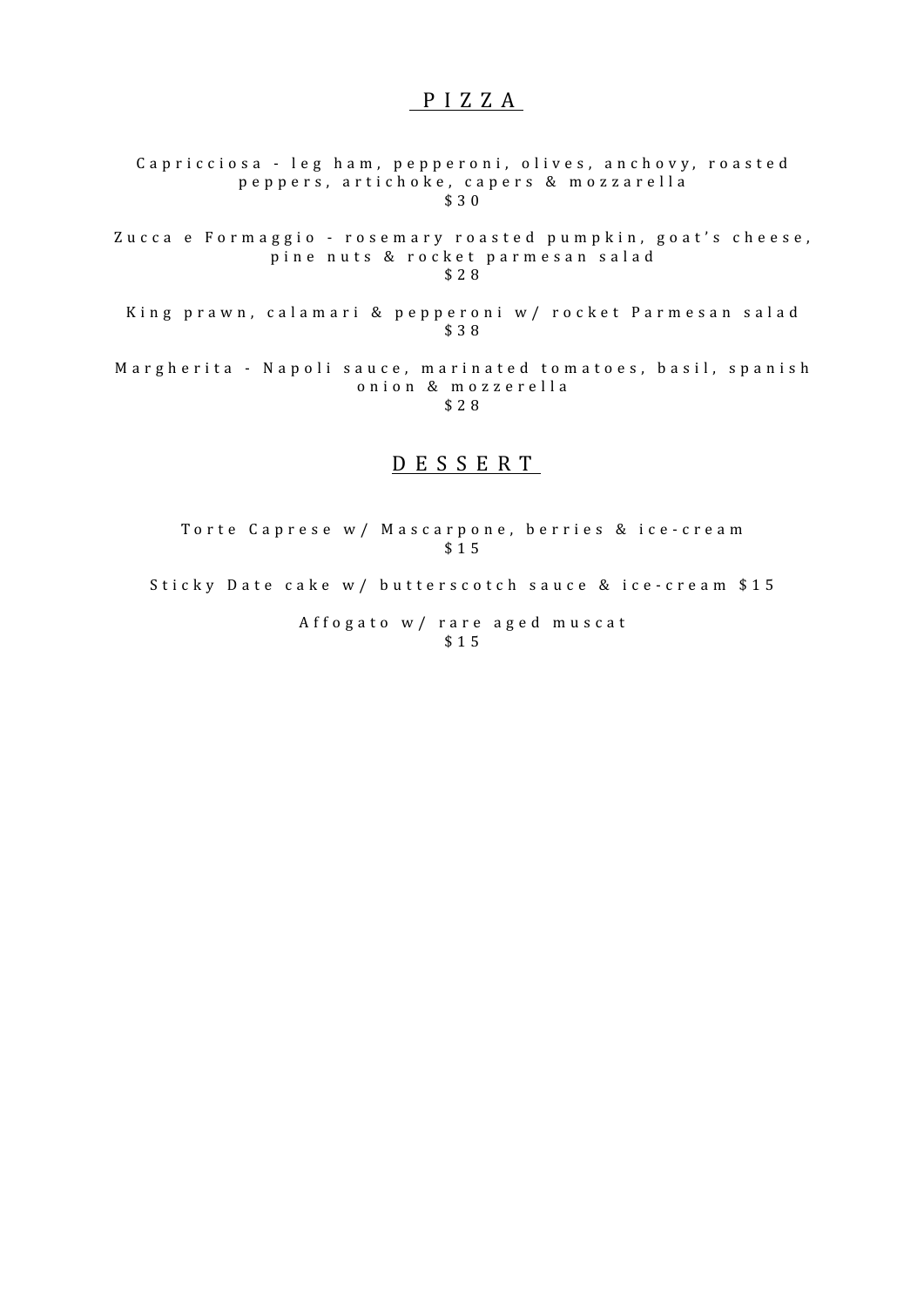## PIZZA

Capricciosa - leg ham, pepperoni, olives, anchovy, roasted peppers, artichoke, capers & mozzarella
$30

Zucca e Formaggio - rosemary roasted pumpkin, goat's cheese, pine nuts & rocket parmesan salad
$28

King prawn, calamari & pepperoni w/ rocket Parmesan salad
$38

Margherita - Napoli sauce, marinated tomatoes, basil, spanish onion & mozzerella
$28

## DESSERT

Torte Caprese w/ Mascarpone, berries & ice-cream
$15

Sticky Date cake w/ butterscotch sauce & ice-cream $15

Affogato w/ rare aged muscat
$15